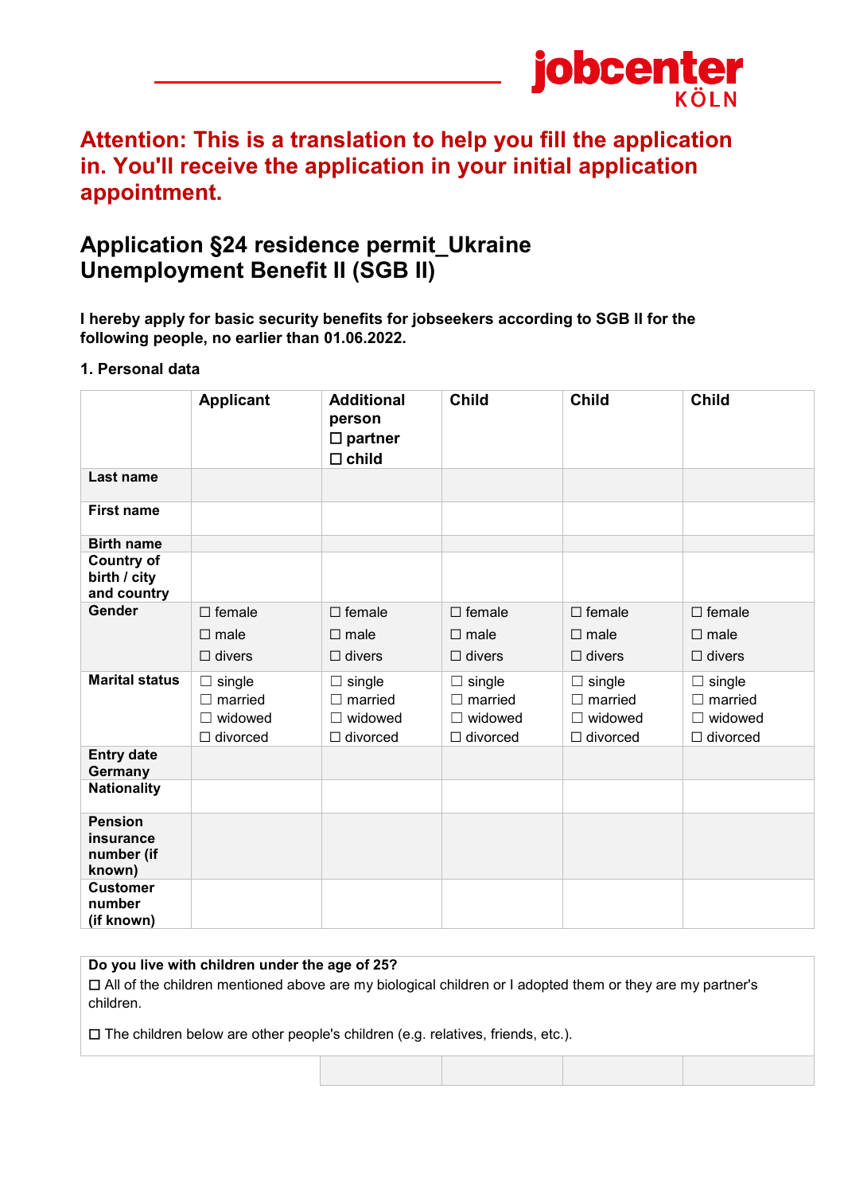jobcenter KÖLN

**Attention: This is a translation to help you fill the application in. You'll receive the application in your initial application appointment.**

# Application §24 residence permit_Ukraine Unemployment Benefit II (SGB II)

**I hereby apply for basic security benefits for jobseekers according to SGB II for the following people, no earlier than 01.06.2022.**

**1. Personal data**

| | Applicant | Additional person ☐ partner ☐ child | Child | Child | Child |
|---|---|---|---|---|---|
| **Last name** | | | | | |
| **First name** | | | | | |
| **Birth name** | | | | | |
| **Country of birth / city and country** | | | | | |
| **Gender** | ☐ female ☐ male ☐ divers | ☐ female ☐ male ☐ divers | ☐ female ☐ male ☐ divers | ☐ female ☐ male ☐ divers | ☐ female ☐ male ☐ divers |
| **Marital status** | ☐ single ☐ married ☐ widowed ☐ divorced | ☐ single ☐ married ☐ widowed ☐ divorced | ☐ single ☐ married ☐ widowed ☐ divorced | ☐ single ☐ married ☐ widowed ☐ divorced | ☐ single ☐ married ☐ widowed ☐ divorced |
| **Entry date Germany** | | | | | |
| **Nationality** | | | | | |
| **Pension insurance number (if known)** | | | | | |
| **Customer number (if known)** | | | | | |

**Do you live with children under the age of 25?**

☐ All of the children mentioned above are my biological children or I adopted them or they are my partner's children.

☐ The children below are other people's children (e.g. relatives, friends, etc.).

| | | | | |
|---|---|---|---|---|
| | | | | |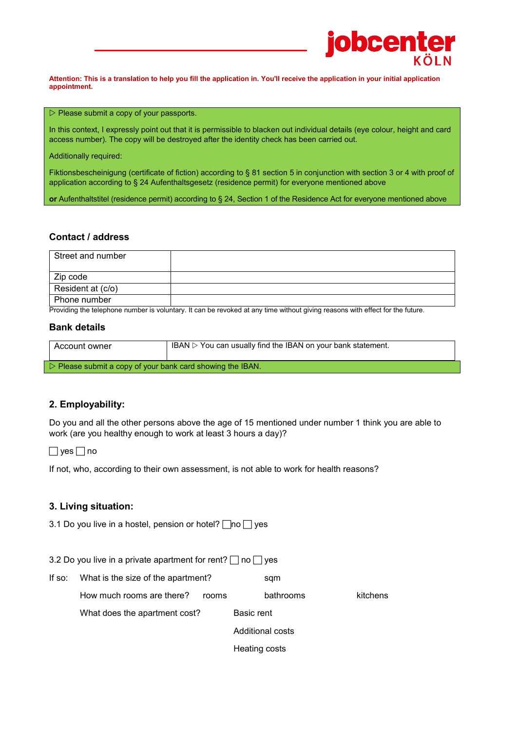**Attention: This is a translation to help you fill the application in. You'll receive the application in your initial application appointment.**

▷ Please submit a copy of your passports.

In this context, I expressly point out that it is permissible to blacken out individual details (eye colour, height and card access number). The copy will be destroyed after the identity check has been carried out.

Additionally required:

Fiktionsbescheinigung (certificate of fiction) according to § 81 section 5 in conjunction with section 3 or 4 with proof of application according to § 24 Aufenthaltsgesetz (residence permit) for everyone mentioned above

**or** Aufenthaltstitel (residence permit) according to § 24, Section 1 of the Residence Act for everyone mentioned above

### Contact / address

| Street and number | |
|---|---|
| Zip code | |
| Resident at (c/o) | |
| Phone number | |

Providing the telephone number is voluntary. It can be revoked at any time without giving reasons with effect for the future.

### Bank details

| Account owner | IBAN ▷ You can usually find the IBAN on your bank statement. |
|---|---|

▷ Please submit a copy of your bank card showing the IBAN.

### 2. Employability:

Do you and all the other persons above the age of 15 mentioned under number 1 think you are able to work (are you healthy enough to work at least 3 hours a day)?

☐ yes ☐ no

If not, who, according to their own assessment, is not able to work for health reasons?

### 3. Living situation:

3.1 Do you live in a hostel, pension or hotel? ☐ no ☐ yes

3.2 Do you live in a private apartment for rent? ☐ no ☐ yes

If so: What is the size of the apartment? sqm

How much rooms are there? rooms bathrooms kitchens

What does the apartment cost? Basic rent

Additional costs

Heating costs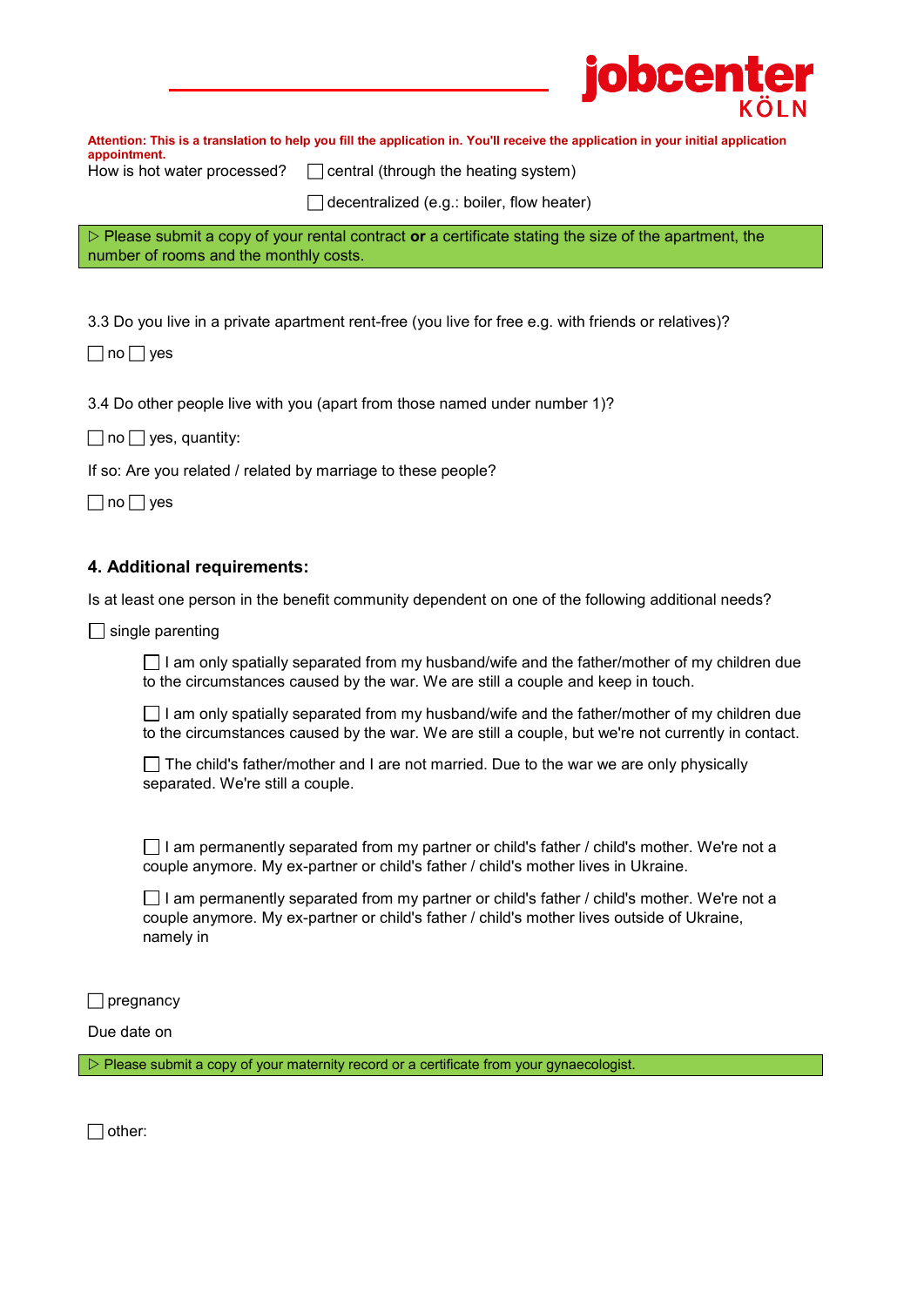**Attention: This is a translation to help you fill the application in. You'll receive the application in your initial application appointment.**

How is hot water processed? ☐ central (through the heating system)

☐ decentralized (e.g.: boiler, flow heater)

▷ Please submit a copy of your rental contract **or** a certificate stating the size of the apartment, the number of rooms and the monthly costs.

3.3 Do you live in a private apartment rent-free (you live for free e.g. with friends or relatives)?

☐ no ☐ yes

3.4 Do other people live with you (apart from those named under number 1)?

☐ no ☐ yes, quantity:

If so: Are you related / related by marriage to these people?

☐ no ☐ yes

### 4. Additional requirements:

Is at least one person in the benefit community dependent on one of the following additional needs?

☐ single parenting

☐ I am only spatially separated from my husband/wife and the father/mother of my children due to the circumstances caused by the war. We are still a couple and keep in touch.

☐ I am only spatially separated from my husband/wife and the father/mother of my children due to the circumstances caused by the war. We are still a couple, but we're not currently in contact.

☐ The child's father/mother and I are not married. Due to the war we are only physically separated. We're still a couple.

☐ I am permanently separated from my partner or child's father / child's mother. We're not a couple anymore. My ex-partner or child's father / child's mother lives in Ukraine.

☐ I am permanently separated from my partner or child's father / child's mother. We're not a couple anymore. My ex-partner or child's father / child's mother lives outside of Ukraine, namely in

☐ pregnancy

Due date on

▷ Please submit a copy of your maternity record or a certificate from your gynaecologist.

☐ other: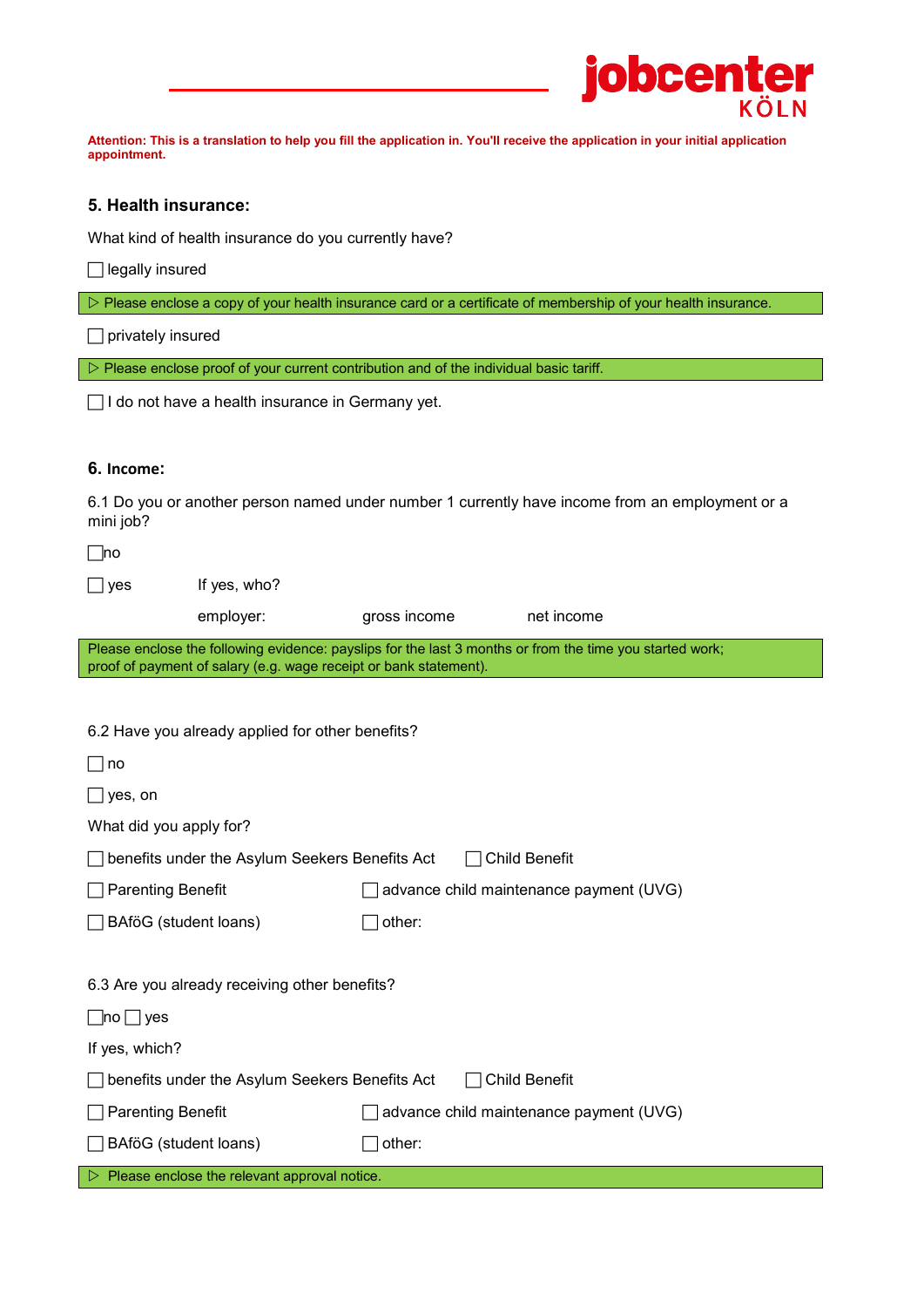**Attention: This is a translation to help you fill the application in. You'll receive the application in your initial application appointment.**

## 5. Health insurance:

What kind of health insurance do you currently have?

☐ legally insured

▷ Please enclose a copy of your health insurance card or a certificate of membership of your health insurance.

☐ privately insured

▷ Please enclose proof of your current contribution and of the individual basic tariff.

☐ I do not have a health insurance in Germany yet.

## 6. Income:

6.1 Do you or another person named under number 1 currently have income from an employment or a mini job?

☐ no

☐ yes      If yes, who?

employer:      gross income      net income

Please enclose the following evidence: payslips for the last 3 months or from the time you started work; proof of payment of salary (e.g. wage receipt or bank statement).

6.2 Have you already applied for other benefits?

☐ no

☐ yes, on

What did you apply for?

☐ benefits under the Asylum Seekers Benefits Act    ☐ Child Benefit

☐ Parenting Benefit    ☐ advance child maintenance payment (UVG)

☐ BAföG (student loans)    ☐ other:

6.3 Are you already receiving other benefits?

☐ no ☐ yes

If yes, which?

☐ benefits under the Asylum Seekers Benefits Act    ☐ Child Benefit

☐ Parenting Benefit    ☐ advance child maintenance payment (UVG)

☐ BAföG (student loans)    ☐ other:

▷ Please enclose the relevant approval notice.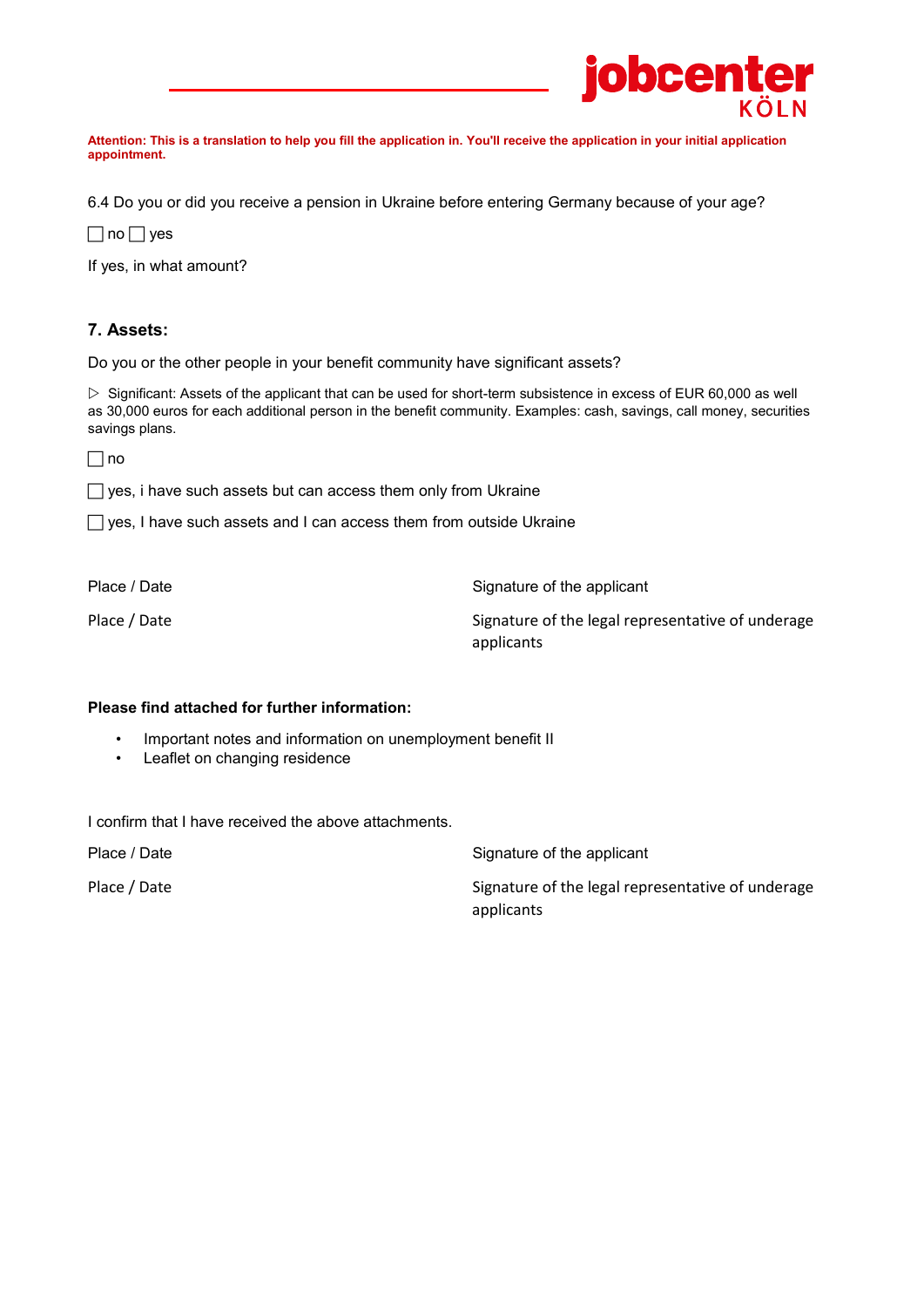**Attention: This is a translation to help you fill the application in. You'll receive the application in your initial application appointment.**

6.4 Do you or did you receive a pension in Ukraine before entering Germany because of your age?

☐ no ☐ yes

If yes, in what amount?

### 7. Assets:

Do you or the other people in your benefit community have significant assets?

▷ Significant: Assets of the applicant that can be used for short-term subsistence in excess of EUR 60,000 as well as 30,000 euros for each additional person in the benefit community. Examples: cash, savings, call money, securities savings plans.

☐ no

☐ yes, i have such assets but can access them only from Ukraine

☐ yes, I have such assets and I can access them from outside Ukraine

| | |
|---|---|
| Place / Date | Signature of the applicant |
| Place / Date | Signature of the legal representative of underage applicants |

**Please find attached for further information:**

- Important notes and information on unemployment benefit II
- Leaflet on changing residence

I confirm that I have received the above attachments.

| | |
|---|---|
| Place / Date | Signature of the applicant |
| Place / Date | Signature of the legal representative of underage applicants |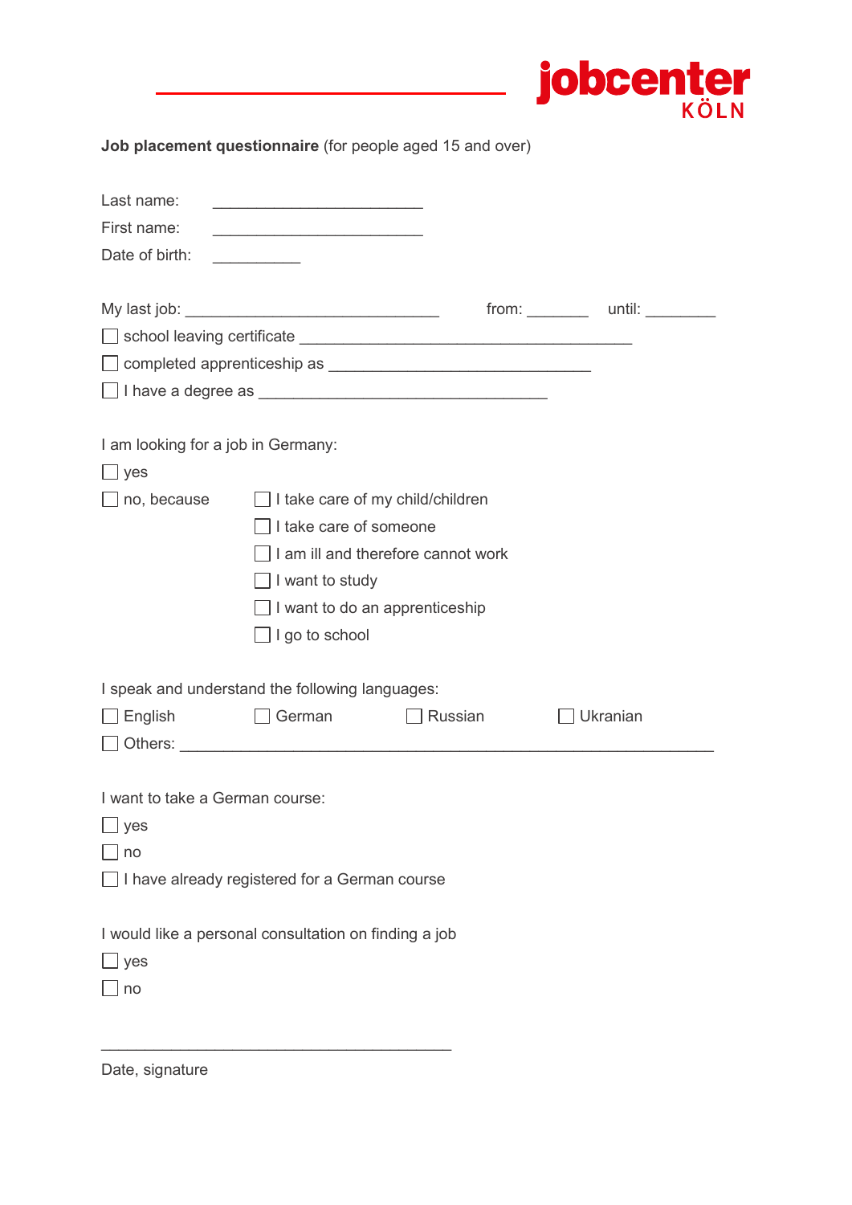jobcenter KÖLN

**Job placement questionnaire** (for people aged 15 and over)

Last name: ________________________

First name: ________________________

Date of birth: __________

My last job: _____________________________ from: _______ until: ________

☐ school leaving certificate ______________________________________

☐ completed apprenticeship as ______________________________

☐ I have a degree as _________________________________

I am looking for a job in Germany:

☐ yes

☐ no, because

- ☐ I take care of my child/children
- ☐ I take care of someone
- ☐ I am ill and therefore cannot work
- ☐ I want to study
- ☐ I want to do an apprenticeship
- ☐ I go to school

I speak and understand the following languages:

☐ English ☐ German ☐ Russian ☐ Ukranian

☐ Others: ____________________________________________________________

I want to take a German course:

☐ yes

☐ no

☐ I have already registered for a German course

I would like a personal consultation on finding a job

☐ yes

☐ no

________________________________________

Date, signature